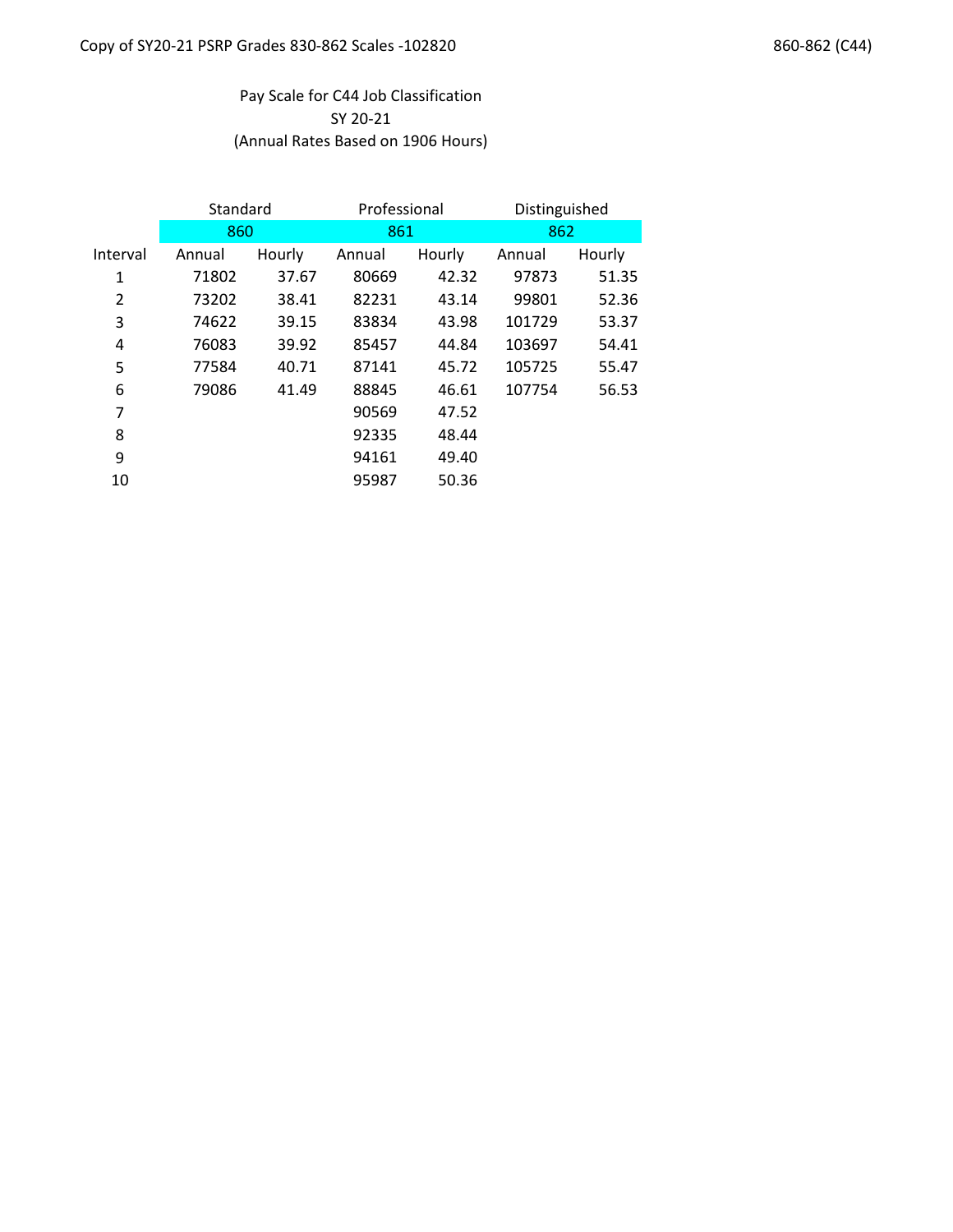Pay Scale for C44 Job Classification

SY 20-21

(Annual Rates Based on 1906 Hours)

| | Standard | | Professional | | Distinguished | |
|---|---|---|---|---|---|---|
| | 860 | | 861 | | 862 | |
| Interval | Annual | Hourly | Annual | Hourly | Annual | Hourly |
| 1 | 71802 | 37.67 | 80669 | 42.32 | 97873 | 51.35 |
| 2 | 73202 | 38.41 | 82231 | 43.14 | 99801 | 52.36 |
| 3 | 74622 | 39.15 | 83834 | 43.98 | 101729 | 53.37 |
| 4 | 76083 | 39.92 | 85457 | 44.84 | 103697 | 54.41 |
| 5 | 77584 | 40.71 | 87141 | 45.72 | 105725 | 55.47 |
| 6 | 79086 | 41.49 | 88845 | 46.61 | 107754 | 56.53 |
| 7 | | | 90569 | 47.52 | | |
| 8 | | | 92335 | 48.44 | | |
| 9 | | | 94161 | 49.40 | | |
| 10 | | | 95987 | 50.36 | | |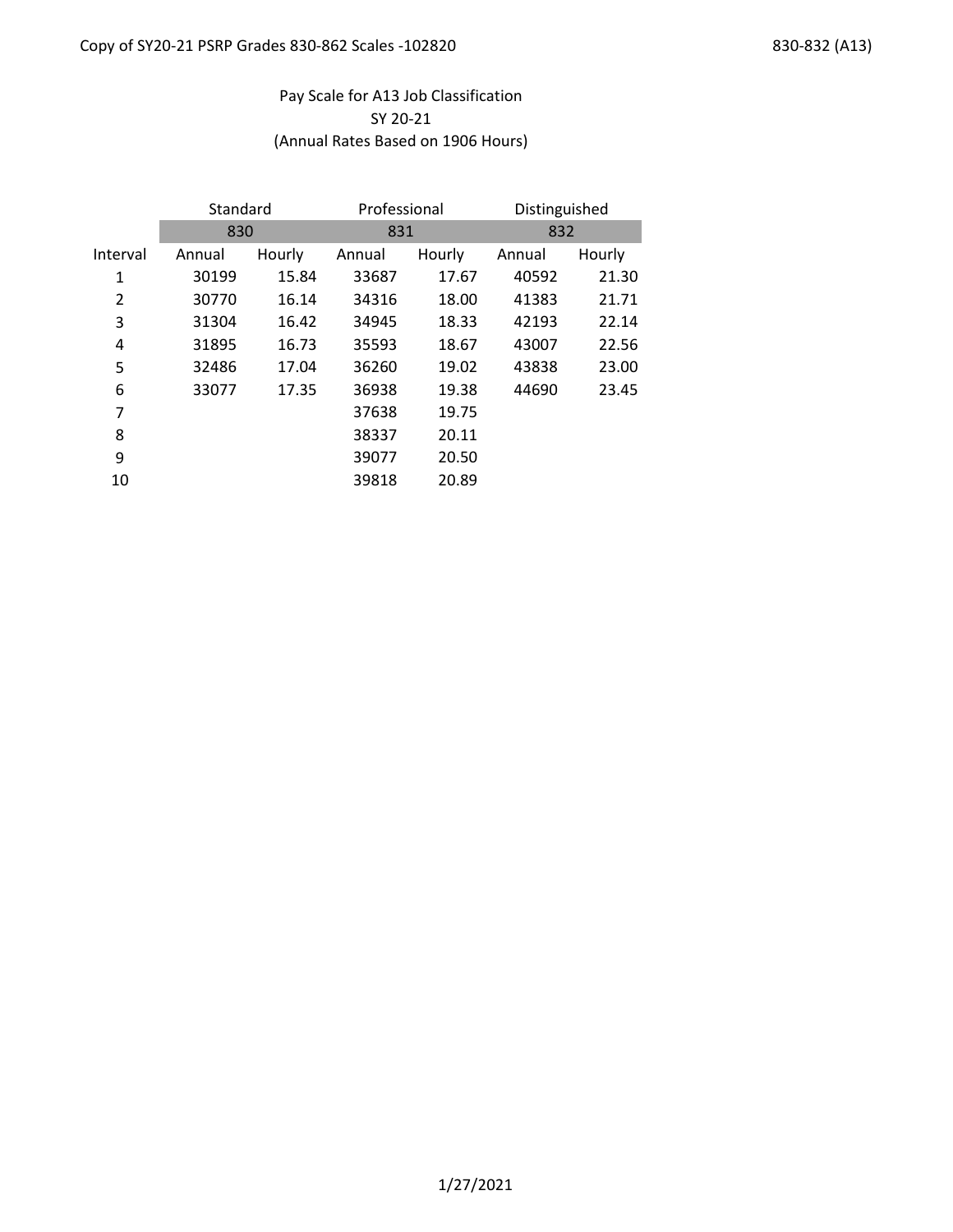## Pay Scale for A13 Job Classification
## SY 20-21
## (Annual Rates Based on 1906 Hours)

| | Standard | | Professional | | Distinguished | |
|---|---|---|---|---|---|---|
| | 830 | | 831 | | 832 | |
| Interval | Annual | Hourly | Annual | Hourly | Annual | Hourly |
| 1 | 30199 | 15.84 | 33687 | 17.67 | 40592 | 21.30 |
| 2 | 30770 | 16.14 | 34316 | 18.00 | 41383 | 21.71 |
| 3 | 31304 | 16.42 | 34945 | 18.33 | 42193 | 22.14 |
| 4 | 31895 | 16.73 | 35593 | 18.67 | 43007 | 22.56 |
| 5 | 32486 | 17.04 | 36260 | 19.02 | 43838 | 23.00 |
| 6 | 33077 | 17.35 | 36938 | 19.38 | 44690 | 23.45 |
| 7 | | | 37638 | 19.75 | | |
| 8 | | | 38337 | 20.11 | | |
| 9 | | | 39077 | 20.50 | | |
| 10 | | | 39818 | 20.89 | | |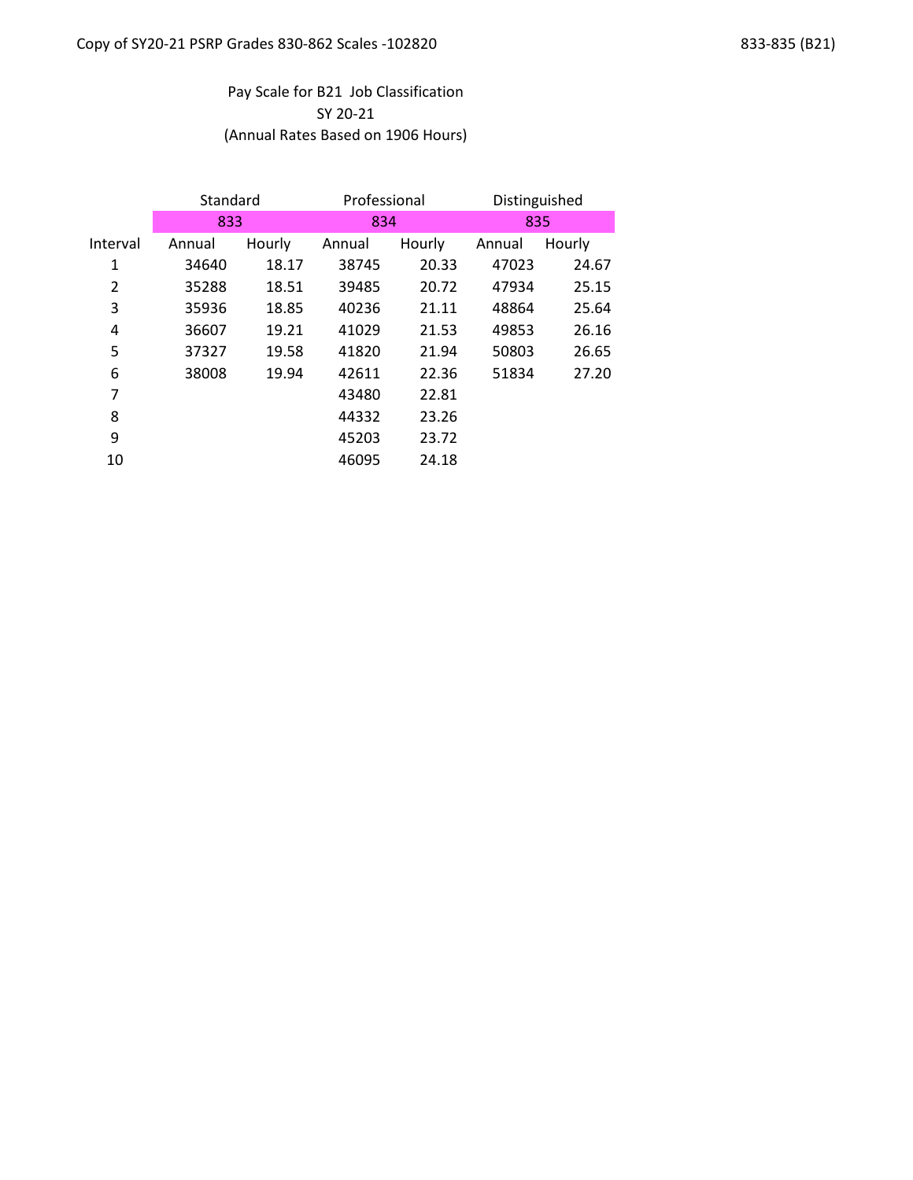Pay Scale for B21 Job Classification
SY 20-21
(Annual Rates Based on 1906 Hours)

| | Standard | | Professional | | Distinguished | |
|---|---|---|---|---|---|---|
| | 833 | | 834 | | 835 | |
| Interval | Annual | Hourly | Annual | Hourly | Annual | Hourly |
| 1 | 34640 | 18.17 | 38745 | 20.33 | 47023 | 24.67 |
| 2 | 35288 | 18.51 | 39485 | 20.72 | 47934 | 25.15 |
| 3 | 35936 | 18.85 | 40236 | 21.11 | 48864 | 25.64 |
| 4 | 36607 | 19.21 | 41029 | 21.53 | 49853 | 26.16 |
| 5 | 37327 | 19.58 | 41820 | 21.94 | 50803 | 26.65 |
| 6 | 38008 | 19.94 | 42611 | 22.36 | 51834 | 27.20 |
| 7 | | | 43480 | 22.81 | | |
| 8 | | | 44332 | 23.26 | | |
| 9 | | | 45203 | 23.72 | | |
| 10 | | | 46095 | 24.18 | | |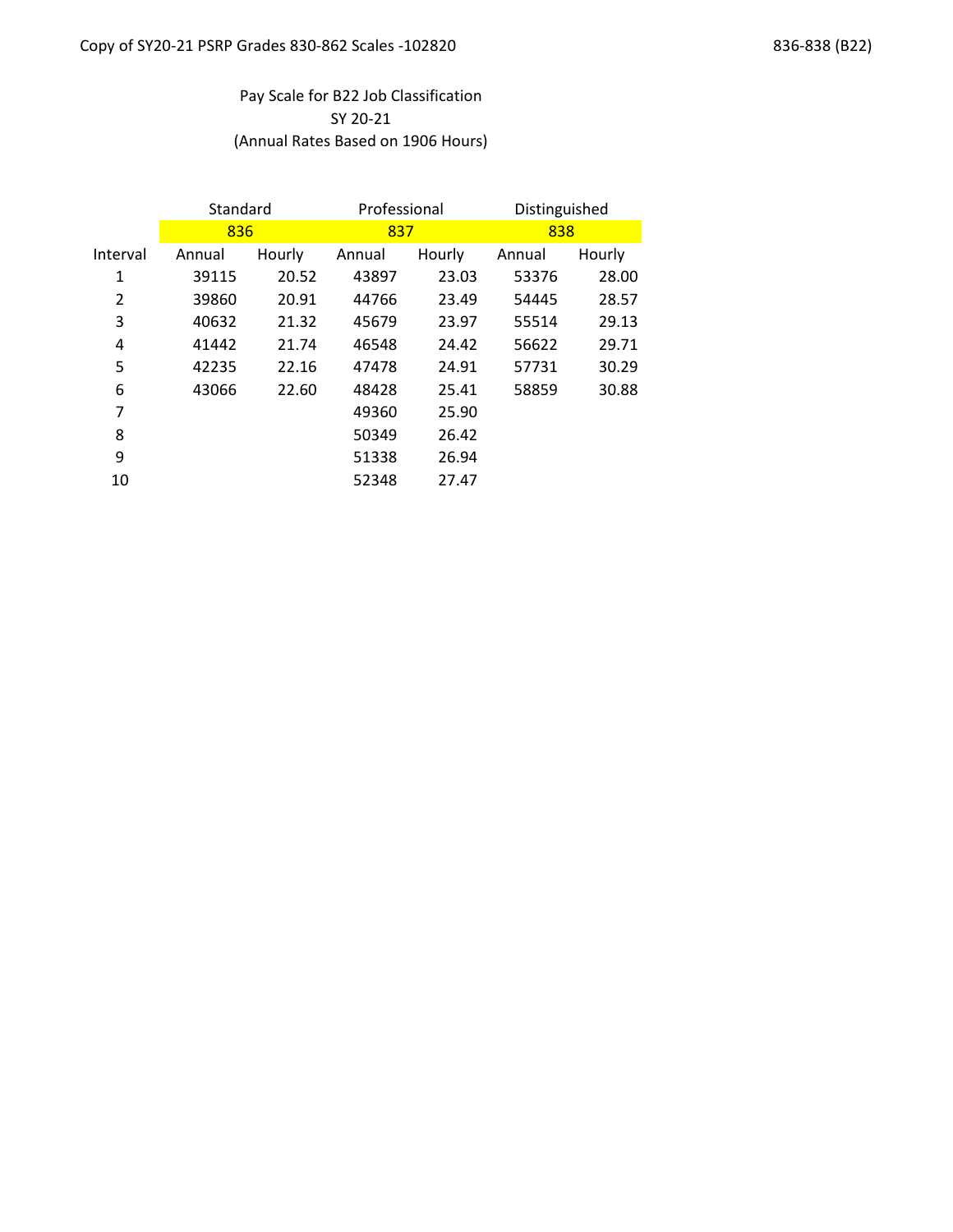# Pay Scale for B22 Job Classification

## SY 20-21

(Annual Rates Based on 1906 Hours)

| | Standard | | Professional | | Distinguished | |
|---|---|---|---|---|---|---|
| | 836 | | 837 | | 838 | |
| Interval | Annual | Hourly | Annual | Hourly | Annual | Hourly |
| 1 | 39115 | 20.52 | 43897 | 23.03 | 53376 | 28.00 |
| 2 | 39860 | 20.91 | 44766 | 23.49 | 54445 | 28.57 |
| 3 | 40632 | 21.32 | 45679 | 23.97 | 55514 | 29.13 |
| 4 | 41442 | 21.74 | 46548 | 24.42 | 56622 | 29.71 |
| 5 | 42235 | 22.16 | 47478 | 24.91 | 57731 | 30.29 |
| 6 | 43066 | 22.60 | 48428 | 25.41 | 58859 | 30.88 |
| 7 | | | 49360 | 25.90 | | |
| 8 | | | 50349 | 26.42 | | |
| 9 | | | 51338 | 26.94 | | |
| 10 | | | 52348 | 27.47 | | |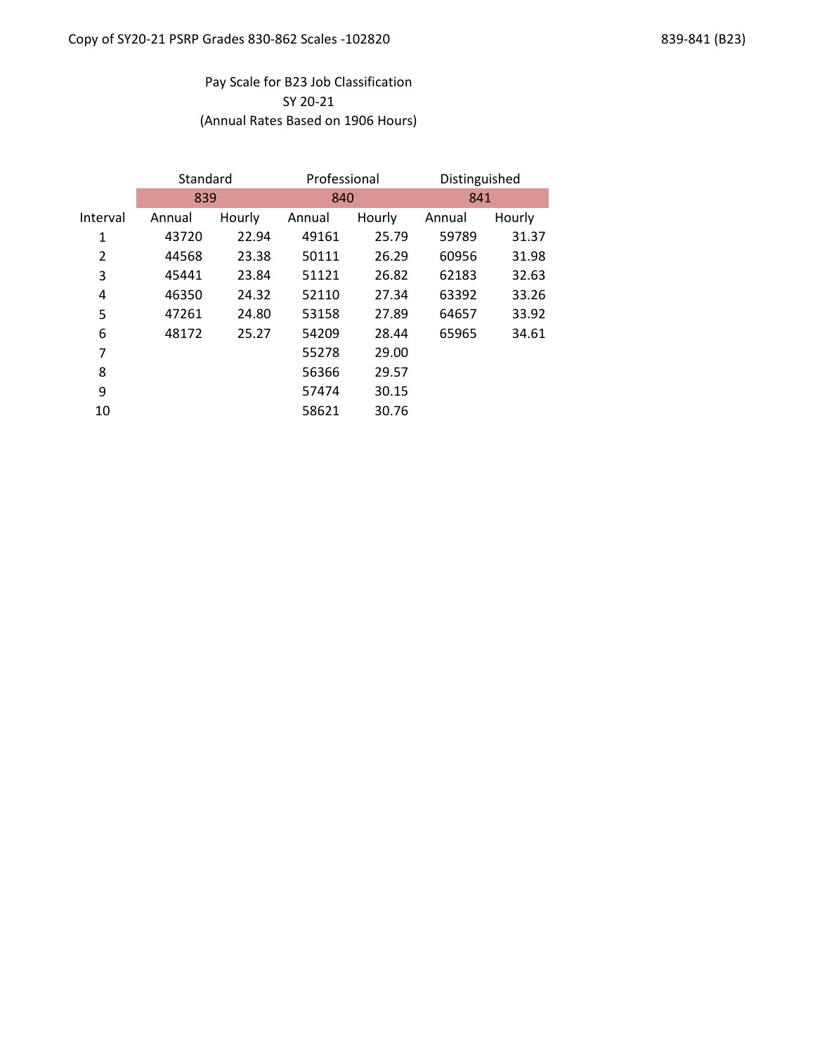Pay Scale for B23 Job Classification
SY 20-21
(Annual Rates Based on 1906 Hours)

| | Standard | | Professional | | Distinguished | |
|---|---|---|---|---|---|---|
| | 839 | | 840 | | 841 | |
| Interval | Annual | Hourly | Annual | Hourly | Annual | Hourly |
| 1 | 43720 | 22.94 | 49161 | 25.79 | 59789 | 31.37 |
| 2 | 44568 | 23.38 | 50111 | 26.29 | 60956 | 31.98 |
| 3 | 45441 | 23.84 | 51121 | 26.82 | 62183 | 32.63 |
| 4 | 46350 | 24.32 | 52110 | 27.34 | 63392 | 33.26 |
| 5 | 47261 | 24.80 | 53158 | 27.89 | 64657 | 33.92 |
| 6 | 48172 | 25.27 | 54209 | 28.44 | 65965 | 34.61 |
| 7 | | | 55278 | 29.00 | | |
| 8 | | | 56366 | 29.57 | | |
| 9 | | | 57474 | 30.15 | | |
| 10 | | | 58621 | 30.76 | | |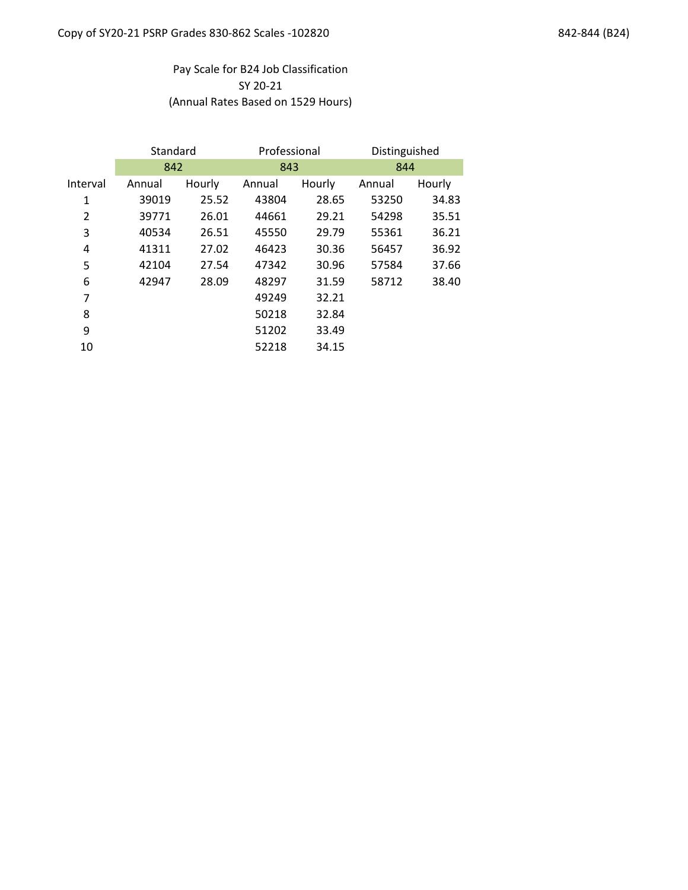Pay Scale for B24 Job Classification
SY 20-21
(Annual Rates Based on 1529 Hours)

| | Standard | | Professional | | Distinguished | |
|---|---|---|---|---|---|---|
| | 842 | | 843 | | 844 | |
| Interval | Annual | Hourly | Annual | Hourly | Annual | Hourly |
| 1 | 39019 | 25.52 | 43804 | 28.65 | 53250 | 34.83 |
| 2 | 39771 | 26.01 | 44661 | 29.21 | 54298 | 35.51 |
| 3 | 40534 | 26.51 | 45550 | 29.79 | 55361 | 36.21 |
| 4 | 41311 | 27.02 | 46423 | 30.36 | 56457 | 36.92 |
| 5 | 42104 | 27.54 | 47342 | 30.96 | 57584 | 37.66 |
| 6 | 42947 | 28.09 | 48297 | 31.59 | 58712 | 38.40 |
| 7 | | | 49249 | 32.21 | | |
| 8 | | | 50218 | 32.84 | | |
| 9 | | | 51202 | 33.49 | | |
| 10 | | | 52218 | 34.15 | | |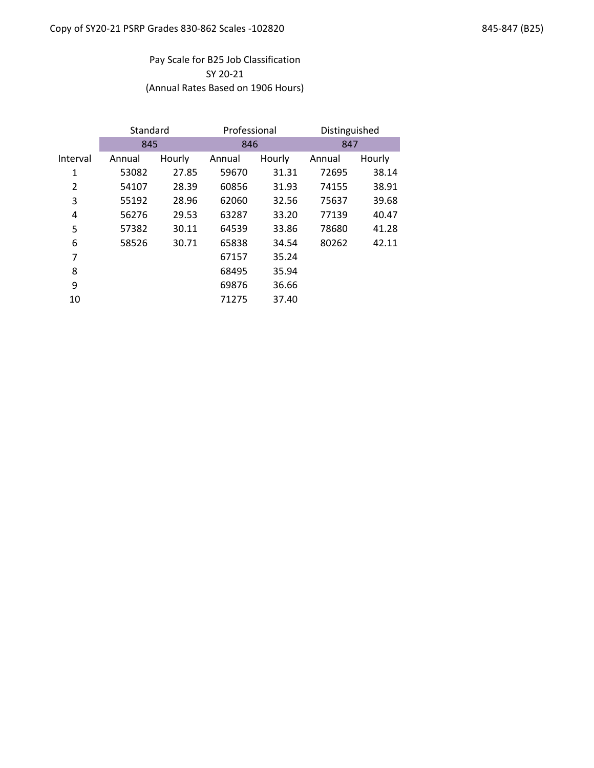Pay Scale for B25 Job Classification
SY 20-21
(Annual Rates Based on 1906 Hours)

| | Standard | | Professional | | Distinguished | |
|---|---|---|---|---|---|---|
| | 845 | | 846 | | 847 | |
| Interval | Annual | Hourly | Annual | Hourly | Annual | Hourly |
| 1 | 53082 | 27.85 | 59670 | 31.31 | 72695 | 38.14 |
| 2 | 54107 | 28.39 | 60856 | 31.93 | 74155 | 38.91 |
| 3 | 55192 | 28.96 | 62060 | 32.56 | 75637 | 39.68 |
| 4 | 56276 | 29.53 | 63287 | 33.20 | 77139 | 40.47 |
| 5 | 57382 | 30.11 | 64539 | 33.86 | 78680 | 41.28 |
| 6 | 58526 | 30.71 | 65838 | 34.54 | 80262 | 42.11 |
| 7 | | | 67157 | 35.24 | | |
| 8 | | | 68495 | 35.94 | | |
| 9 | | | 69876 | 36.66 | | |
| 10 | | | 71275 | 37.40 | | |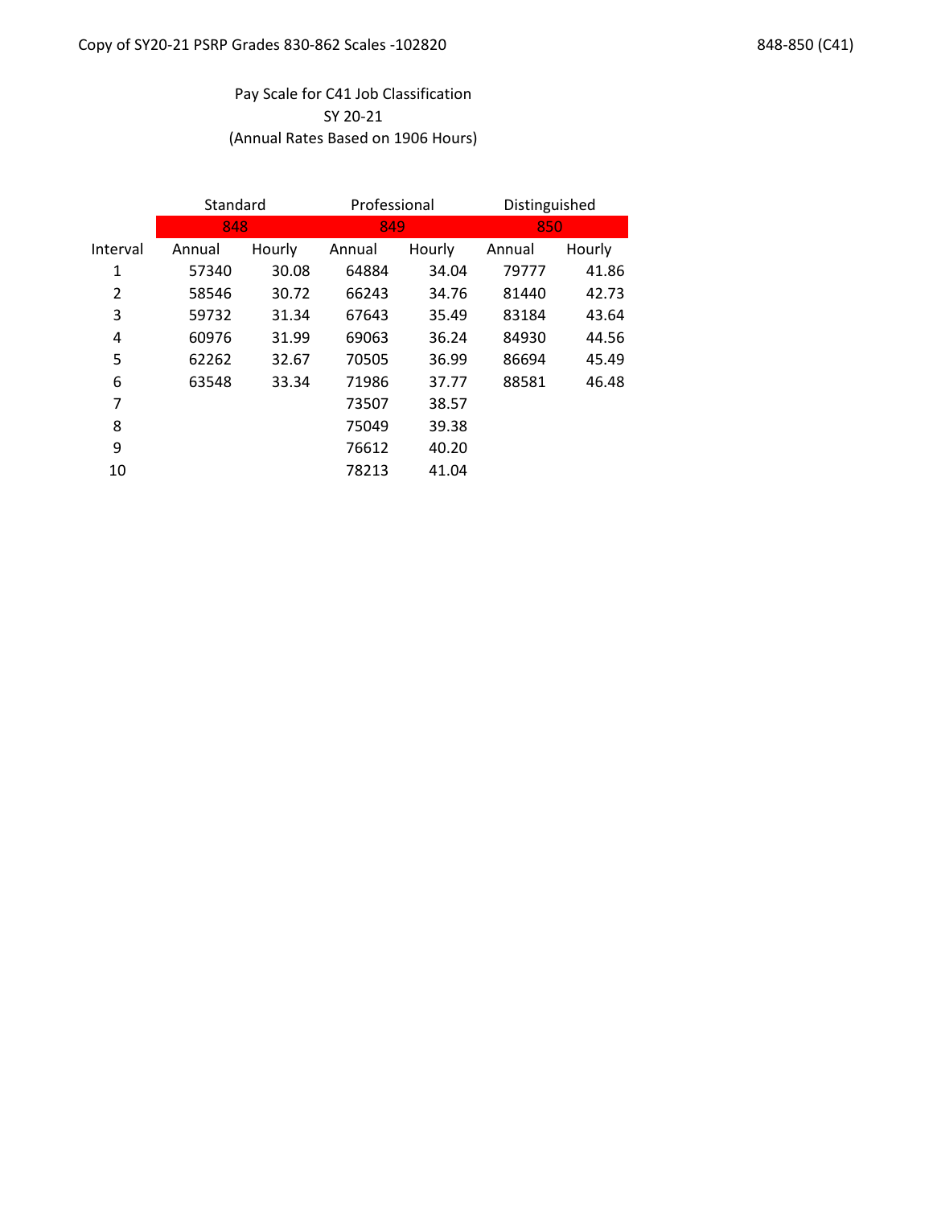Pay Scale for C41 Job Classification
SY 20-21
(Annual Rates Based on 1906 Hours)

| | Standard | | Professional | | Distinguished | |
|---|---|---|---|---|---|---|
| | 848 | | 849 | | 850 | |
| Interval | Annual | Hourly | Annual | Hourly | Annual | Hourly |
| 1 | 57340 | 30.08 | 64884 | 34.04 | 79777 | 41.86 |
| 2 | 58546 | 30.72 | 66243 | 34.76 | 81440 | 42.73 |
| 3 | 59732 | 31.34 | 67643 | 35.49 | 83184 | 43.64 |
| 4 | 60976 | 31.99 | 69063 | 36.24 | 84930 | 44.56 |
| 5 | 62262 | 32.67 | 70505 | 36.99 | 86694 | 45.49 |
| 6 | 63548 | 33.34 | 71986 | 37.77 | 88581 | 46.48 |
| 7 | | | 73507 | 38.57 | | |
| 8 | | | 75049 | 39.38 | | |
| 9 | | | 76612 | 40.20 | | |
| 10 | | | 78213 | 41.04 | | |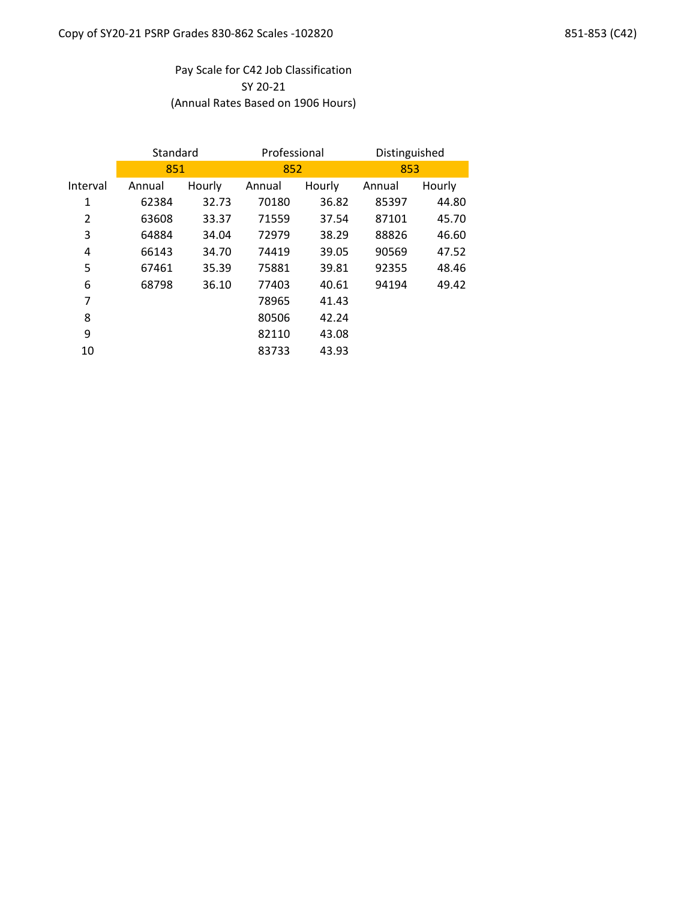Pay Scale for C42 Job Classification
SY 20-21
(Annual Rates Based on 1906 Hours)

| | Standard | | Professional | | Distinguished | |
|---|---|---|---|---|---|---|
| | 851 | | 852 | | 853 | |
| Interval | Annual | Hourly | Annual | Hourly | Annual | Hourly |
| 1 | 62384 | 32.73 | 70180 | 36.82 | 85397 | 44.80 |
| 2 | 63608 | 33.37 | 71559 | 37.54 | 87101 | 45.70 |
| 3 | 64884 | 34.04 | 72979 | 38.29 | 88826 | 46.60 |
| 4 | 66143 | 34.70 | 74419 | 39.05 | 90569 | 47.52 |
| 5 | 67461 | 35.39 | 75881 | 39.81 | 92355 | 48.46 |
| 6 | 68798 | 36.10 | 77403 | 40.61 | 94194 | 49.42 |
| 7 | | | 78965 | 41.43 | | |
| 8 | | | 80506 | 42.24 | | |
| 9 | | | 82110 | 43.08 | | |
| 10 | | | 83733 | 43.93 | | |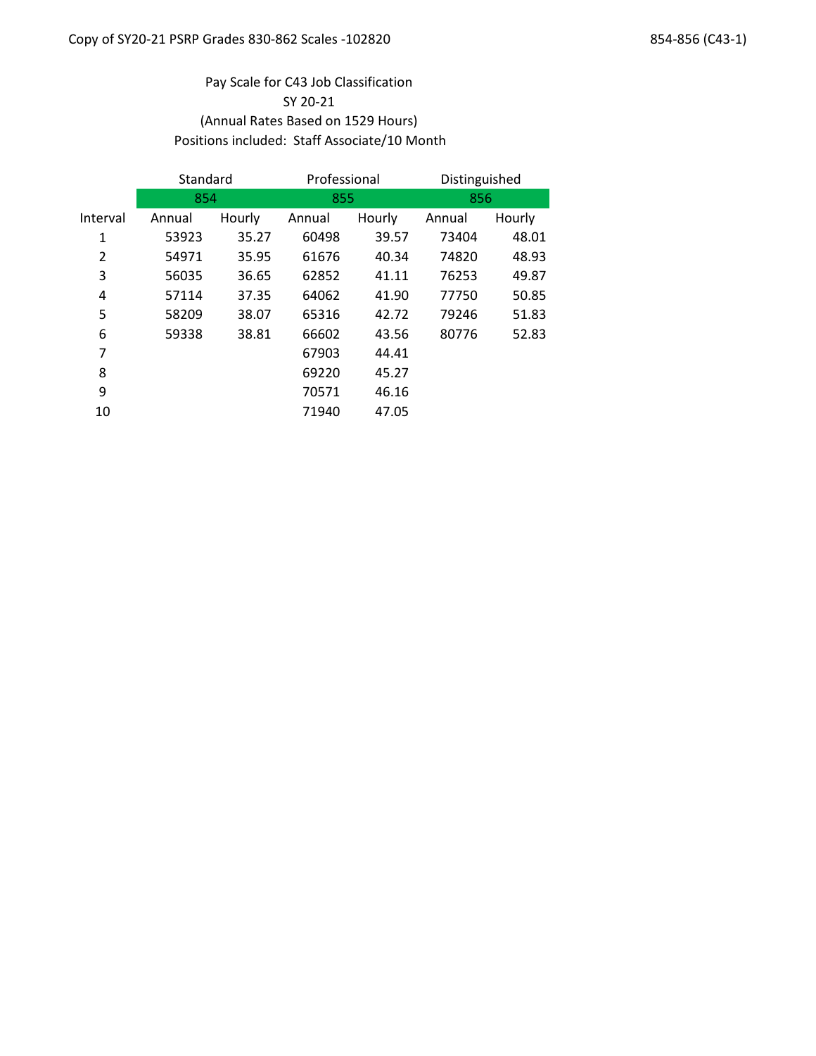Pay Scale for C43 Job Classification
SY 20-21
(Annual Rates Based on 1529 Hours)
Positions included: Staff Associate/10 Month

| | Standard | | Professional | | Distinguished | |
|---|---|---|---|---|---|---|
| | 854 | | 855 | | 856 | |
| Interval | Annual | Hourly | Annual | Hourly | Annual | Hourly |
| 1 | 53923 | 35.27 | 60498 | 39.57 | 73404 | 48.01 |
| 2 | 54971 | 35.95 | 61676 | 40.34 | 74820 | 48.93 |
| 3 | 56035 | 36.65 | 62852 | 41.11 | 76253 | 49.87 |
| 4 | 57114 | 37.35 | 64062 | 41.90 | 77750 | 50.85 |
| 5 | 58209 | 38.07 | 65316 | 42.72 | 79246 | 51.83 |
| 6 | 59338 | 38.81 | 66602 | 43.56 | 80776 | 52.83 |
| 7 | | | 67903 | 44.41 | | |
| 8 | | | 69220 | 45.27 | | |
| 9 | | | 70571 | 46.16 | | |
| 10 | | | 71940 | 47.05 | | |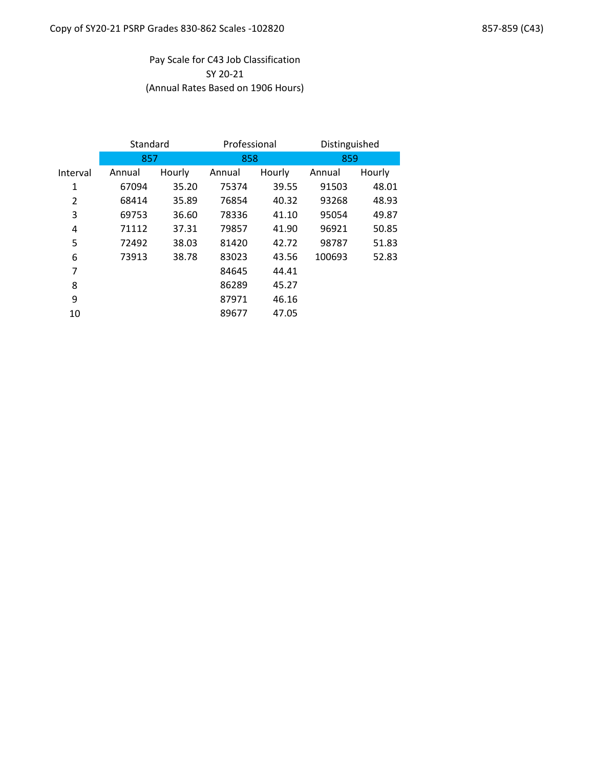Pay Scale for C43 Job Classification
SY 20-21
(Annual Rates Based on 1906 Hours)

| | Standard | | Professional | | Distinguished | |
|---|---|---|---|---|---|---|
| | 857 | | 858 | | 859 | |
| Interval | Annual | Hourly | Annual | Hourly | Annual | Hourly |
| 1 | 67094 | 35.20 | 75374 | 39.55 | 91503 | 48.01 |
| 2 | 68414 | 35.89 | 76854 | 40.32 | 93268 | 48.93 |
| 3 | 69753 | 36.60 | 78336 | 41.10 | 95054 | 49.87 |
| 4 | 71112 | 37.31 | 79857 | 41.90 | 96921 | 50.85 |
| 5 | 72492 | 38.03 | 81420 | 42.72 | 98787 | 51.83 |
| 6 | 73913 | 38.78 | 83023 | 43.56 | 100693 | 52.83 |
| 7 | | | 84645 | 44.41 | | |
| 8 | | | 86289 | 45.27 | | |
| 9 | | | 87971 | 46.16 | | |
| 10 | | | 89677 | 47.05 | | |